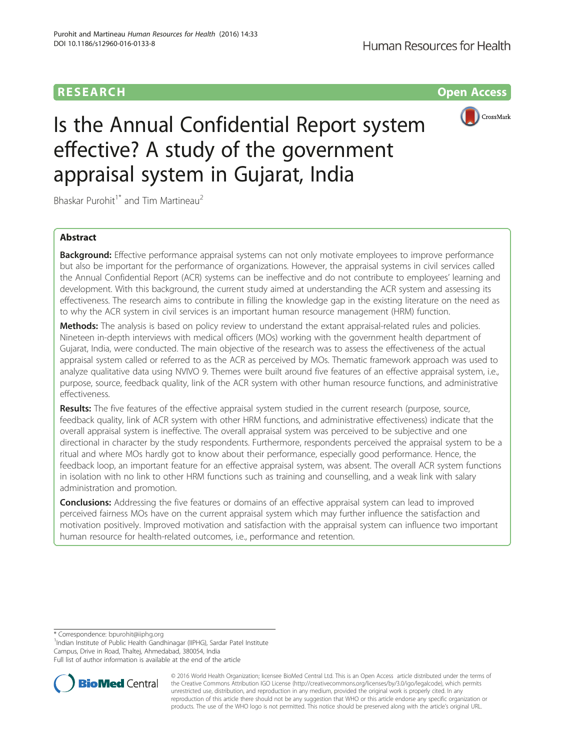RESEARCH **Open Access**

# Is the Annual Confidential Report system effective? A study of the government appraisal system in Gujarat, India

Bhaskar Purohit[1*] and Tim Martineau[2]

## Abstract

**Background:** Effective performance appraisal systems can not only motivate employees to improve performance but also be important for the performance of organizations. However, the appraisal systems in civil services called the Annual Confidential Report (ACR) systems can be ineffective and do not contribute to employees' learning and development. With this background, the current study aimed at understanding the ACR system and assessing its effectiveness. The research aims to contribute in filling the knowledge gap in the existing literature on the need as to why the ACR system in civil services is an important human resource management (HRM) function.

**Methods:** The analysis is based on policy review to understand the extant appraisal-related rules and policies. Nineteen in-depth interviews with medical officers (MOs) working with the government health department of Gujarat, India, were conducted. The main objective of the research was to assess the effectiveness of the actual appraisal system called or referred to as the ACR as perceived by MOs. Thematic framework approach was used to analyze qualitative data using NVIVO 9. Themes were built around five features of an effective appraisal system, i.e., purpose, source, feedback quality, link of the ACR system with other human resource functions, and administrative effectiveness.

**Results:** The five features of the effective appraisal system studied in the current research (purpose, source, feedback quality, link of ACR system with other HRM functions, and administrative effectiveness) indicate that the overall appraisal system is ineffective. The overall appraisal system was perceived to be subjective and one directional in character by the study respondents. Furthermore, respondents perceived the appraisal system to be a ritual and where MOs hardly got to know about their performance, especially good performance. Hence, the feedback loop, an important feature for an effective appraisal system, was absent. The overall ACR system functions in isolation with no link to other HRM functions such as training and counselling, and a weak link with salary administration and promotion.

**Conclusions:** Addressing the five features or domains of an effective appraisal system can lead to improved perceived fairness MOs have on the current appraisal system which may further influence the satisfaction and motivation positively. Improved motivation and satisfaction with the appraisal system can influence two important human resource for health-related outcomes, i.e., performance and retention.

\* Correspondence: bpurohit@iiphg.org
[1]Indian Institute of Public Health Gandhinagar (IIPHG), Sardar Patel Institute Campus, Drive in Road, Thaltej, Ahmedabad, 380054, India
Full list of author information is available at the end of the article

© 2016 World Health Organization; licensee BioMed Central Ltd. This is an Open Access article distributed under the terms of the Creative Commons Attribution IGO License (http://creativecommons.org/licenses/by/3.0/igo/legalcode), which permits unrestricted use, distribution, and reproduction in any medium, provided the original work is properly cited. In any reproduction of this article there should not be any suggestion that WHO or this article endorse any specific organization or products. The use of the WHO logo is not permitted. This notice should be preserved along with the article's original URL.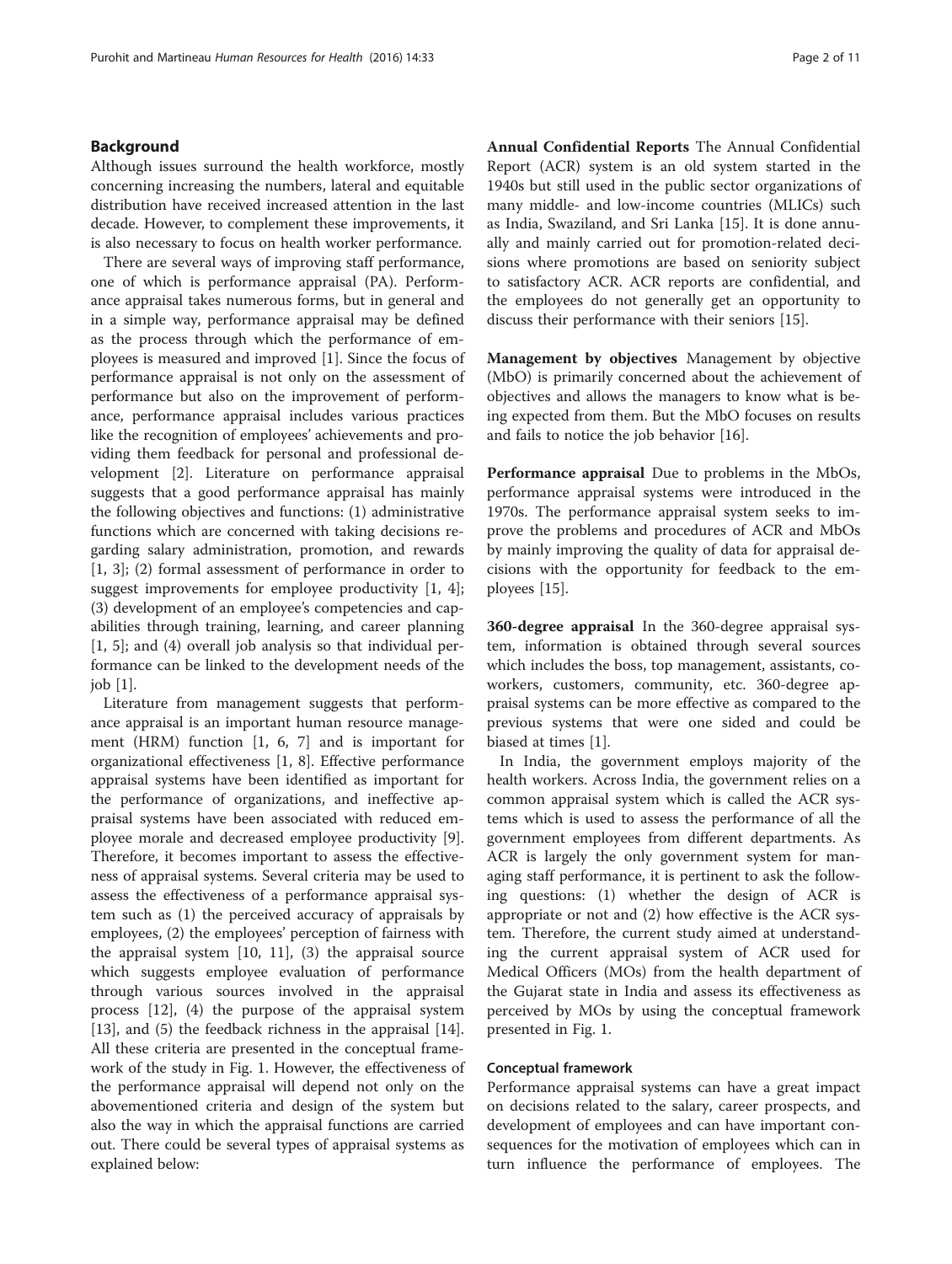## Background

Although issues surround the health workforce, mostly concerning increasing the numbers, lateral and equitable distribution have received increased attention in the last decade. However, to complement these improvements, it is also necessary to focus on health worker performance.

There are several ways of improving staff performance, one of which is performance appraisal (PA). Performance appraisal takes numerous forms, but in general and in a simple way, performance appraisal may be defined as the process through which the performance of employees is measured and improved [1]. Since the focus of performance appraisal is not only on the assessment of performance but also on the improvement of performance, performance appraisal includes various practices like the recognition of employees' achievements and providing them feedback for personal and professional development [2]. Literature on performance appraisal suggests that a good performance appraisal has mainly the following objectives and functions: (1) administrative functions which are concerned with taking decisions regarding salary administration, promotion, and rewards [1, 3]; (2) formal assessment of performance in order to suggest improvements for employee productivity [1, 4]; (3) development of an employee's competencies and capabilities through training, learning, and career planning [1, 5]; and (4) overall job analysis so that individual performance can be linked to the development needs of the job [1].

Literature from management suggests that performance appraisal is an important human resource management (HRM) function [1, 6, 7] and is important for organizational effectiveness [1, 8]. Effective performance appraisal systems have been identified as important for the performance of organizations, and ineffective appraisal systems have been associated with reduced employee morale and decreased employee productivity [9]. Therefore, it becomes important to assess the effectiveness of appraisal systems. Several criteria may be used to assess the effectiveness of a performance appraisal system such as (1) the perceived accuracy of appraisals by employees, (2) the employees' perception of fairness with the appraisal system [10, 11], (3) the appraisal source which suggests employee evaluation of performance through various sources involved in the appraisal process [12], (4) the purpose of the appraisal system [13], and (5) the feedback richness in the appraisal [14]. All these criteria are presented in the conceptual framework of the study in Fig. 1. However, the effectiveness of the performance appraisal will depend not only on the abovementioned criteria and design of the system but also the way in which the appraisal functions are carried out. There could be several types of appraisal systems as explained below:

**Annual Confidential Reports** The Annual Confidential Report (ACR) system is an old system started in the 1940s but still used in the public sector organizations of many middle- and low-income countries (MLICs) such as India, Swaziland, and Sri Lanka [15]. It is done annually and mainly carried out for promotion-related decisions where promotions are based on seniority subject to satisfactory ACR. ACR reports are confidential, and the employees do not generally get an opportunity to discuss their performance with their seniors [15].

**Management by objectives** Management by objective (MbO) is primarily concerned about the achievement of objectives and allows the managers to know what is being expected from them. But the MbO focuses on results and fails to notice the job behavior [16].

**Performance appraisal** Due to problems in the MbOs, performance appraisal systems were introduced in the 1970s. The performance appraisal system seeks to improve the problems and procedures of ACR and MbOs by mainly improving the quality of data for appraisal decisions with the opportunity for feedback to the employees [15].

**360-degree appraisal** In the 360-degree appraisal system, information is obtained through several sources which includes the boss, top management, assistants, coworkers, customers, community, etc. 360-degree appraisal systems can be more effective as compared to the previous systems that were one sided and could be biased at times [1].

In India, the government employs majority of the health workers. Across India, the government relies on a common appraisal system which is called the ACR systems which is used to assess the performance of all the government employees from different departments. As ACR is largely the only government system for managing staff performance, it is pertinent to ask the following questions: (1) whether the design of ACR is appropriate or not and (2) how effective is the ACR system. Therefore, the current study aimed at understanding the current appraisal system of ACR used for Medical Officers (MOs) from the health department of the Gujarat state in India and assess its effectiveness as perceived by MOs by using the conceptual framework presented in Fig. 1.

### Conceptual framework

Performance appraisal systems can have a great impact on decisions related to the salary, career prospects, and development of employees and can have important consequences for the motivation of employees which can in turn influence the performance of employees. The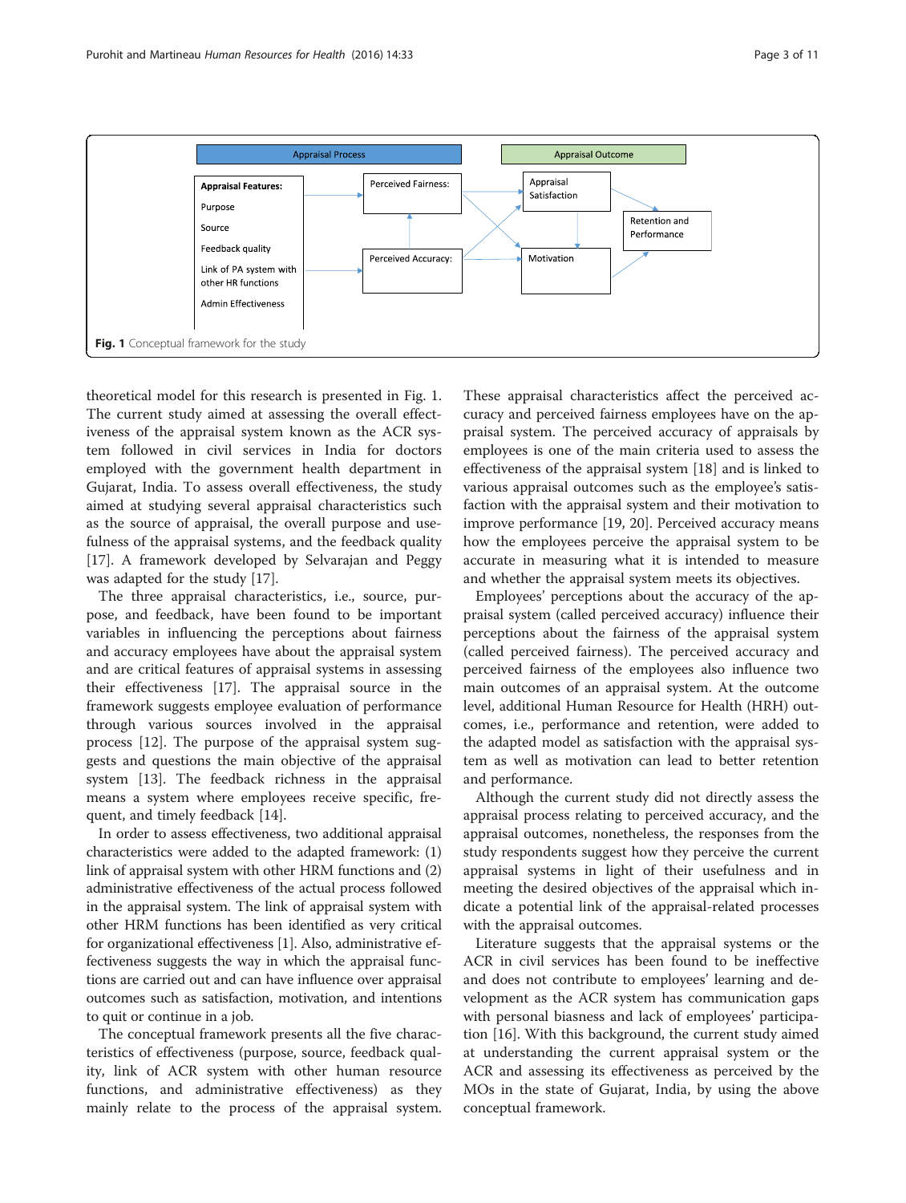Appraisal Process

Appraisal Outcome

Appraisal Features:

Purpose

Source

Feedback quality

Link of PA system with other HR functions

Admin Effectiveness

Perceived Fairness:

Perceived Accuracy:

Appraisal Satisfaction

Motivation

Retention and Performance

**Fig. 1** Conceptual framework for the study

theoretical model for this research is presented in Fig. 1. The current study aimed at assessing the overall effectiveness of the appraisal system known as the ACR system followed in civil services in India for doctors employed with the government health department in Gujarat, India. To assess overall effectiveness, the study aimed at studying several appraisal characteristics such as the source of appraisal, the overall purpose and usefulness of the appraisal systems, and the feedback quality [17]. A framework developed by Selvarajan and Peggy was adapted for the study [17].

The three appraisal characteristics, i.e., source, purpose, and feedback, have been found to be important variables in influencing the perceptions about fairness and accuracy employees have about the appraisal system and are critical features of appraisal systems in assessing their effectiveness [17]. The appraisal source in the framework suggests employee evaluation of performance through various sources involved in the appraisal process [12]. The purpose of the appraisal system suggests and questions the main objective of the appraisal system [13]. The feedback richness in the appraisal means a system where employees receive specific, frequent, and timely feedback [14].

In order to assess effectiveness, two additional appraisal characteristics were added to the adapted framework: (1) link of appraisal system with other HRM functions and (2) administrative effectiveness of the actual process followed in the appraisal system. The link of appraisal system with other HRM functions has been identified as very critical for organizational effectiveness [1]. Also, administrative effectiveness suggests the way in which the appraisal functions are carried out and can have influence over appraisal outcomes such as satisfaction, motivation, and intentions to quit or continue in a job.

The conceptual framework presents all the five characteristics of effectiveness (purpose, source, feedback quality, link of ACR system with other human resource functions, and administrative effectiveness) as they mainly relate to the process of the appraisal system. These appraisal characteristics affect the perceived accuracy and perceived fairness employees have on the appraisal system. The perceived accuracy of appraisals by employees is one of the main criteria used to assess the effectiveness of the appraisal system [18] and is linked to various appraisal outcomes such as the employee's satisfaction with the appraisal system and their motivation to improve performance [19, 20]. Perceived accuracy means how the employees perceive the appraisal system to be accurate in measuring what it is intended to measure and whether the appraisal system meets its objectives.

Employees' perceptions about the accuracy of the appraisal system (called perceived accuracy) influence their perceptions about the fairness of the appraisal system (called perceived fairness). The perceived accuracy and perceived fairness of the employees also influence two main outcomes of an appraisal system. At the outcome level, additional Human Resource for Health (HRH) outcomes, i.e., performance and retention, were added to the adapted model as satisfaction with the appraisal system as well as motivation can lead to better retention and performance.

Although the current study did not directly assess the appraisal process relating to perceived accuracy, and the appraisal outcomes, nonetheless, the responses from the study respondents suggest how they perceive the current appraisal systems in light of their usefulness and in meeting the desired objectives of the appraisal which indicate a potential link of the appraisal-related processes with the appraisal outcomes.

Literature suggests that the appraisal systems or the ACR in civil services has been found to be ineffective and does not contribute to employees' learning and development as the ACR system has communication gaps with personal biasness and lack of employees' participation [16]. With this background, the current study aimed at understanding the current appraisal system or the ACR and assessing its effectiveness as perceived by the MOs in the state of Gujarat, India, by using the above conceptual framework.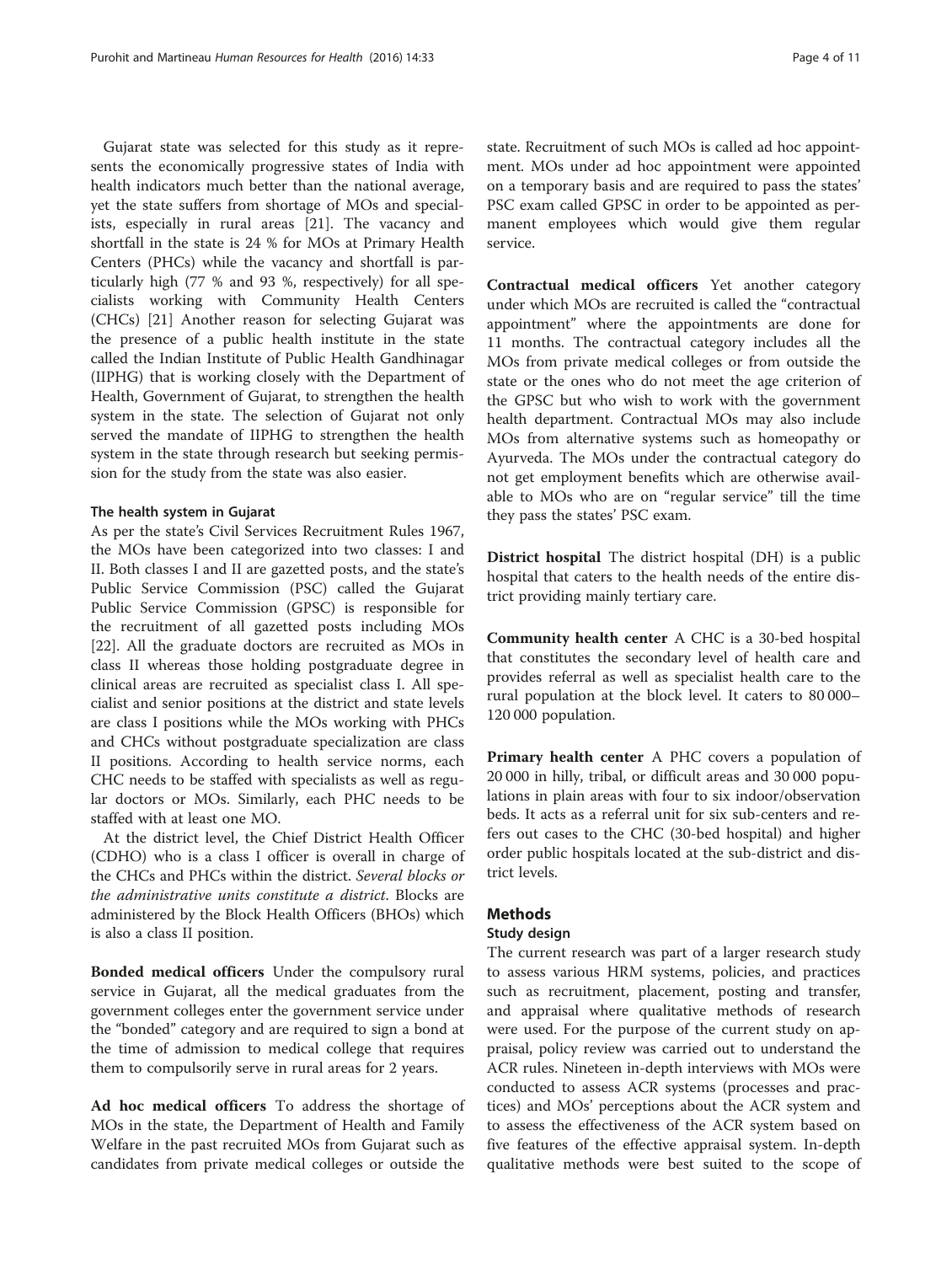Gujarat state was selected for this study as it represents the economically progressive states of India with health indicators much better than the national average, yet the state suffers from shortage of MOs and specialists, especially in rural areas [21]. The vacancy and shortfall in the state is 24 % for MOs at Primary Health Centers (PHCs) while the vacancy and shortfall is particularly high (77 % and 93 %, respectively) for all specialists working with Community Health Centers (CHCs) [21] Another reason for selecting Gujarat was the presence of a public health institute in the state called the Indian Institute of Public Health Gandhinagar (IIPHG) that is working closely with the Department of Health, Government of Gujarat, to strengthen the health system in the state. The selection of Gujarat not only served the mandate of IIPHG to strengthen the health system in the state through research but seeking permission for the study from the state was also easier.

#### The health system in Gujarat

As per the state's Civil Services Recruitment Rules 1967, the MOs have been categorized into two classes: I and II. Both classes I and II are gazetted posts, and the state's Public Service Commission (PSC) called the Gujarat Public Service Commission (GPSC) is responsible for the recruitment of all gazetted posts including MOs [22]. All the graduate doctors are recruited as MOs in class II whereas those holding postgraduate degree in clinical areas are recruited as specialist class I. All specialist and senior positions at the district and state levels are class I positions while the MOs working with PHCs and CHCs without postgraduate specialization are class II positions. According to health service norms, each CHC needs to be staffed with specialists as well as regular doctors or MOs. Similarly, each PHC needs to be staffed with at least one MO.

At the district level, the Chief District Health Officer (CDHO) who is a class I officer is overall in charge of the CHCs and PHCs within the district. *Several blocks or the administrative units constitute a district.* Blocks are administered by the Block Health Officers (BHOs) which is also a class II position.

**Bonded medical officers** Under the compulsory rural service in Gujarat, all the medical graduates from the government colleges enter the government service under the "bonded" category and are required to sign a bond at the time of admission to medical college that requires them to compulsorily serve in rural areas for 2 years.

**Ad hoc medical officers** To address the shortage of MOs in the state, the Department of Health and Family Welfare in the past recruited MOs from Gujarat such as candidates from private medical colleges or outside the state. Recruitment of such MOs is called ad hoc appointment. MOs under ad hoc appointment were appointed on a temporary basis and are required to pass the states' PSC exam called GPSC in order to be appointed as permanent employees which would give them regular service.

**Contractual medical officers** Yet another category under which MOs are recruited is called the "contractual appointment" where the appointments are done for 11 months. The contractual category includes all the MOs from private medical colleges or from outside the state or the ones who do not meet the age criterion of the GPSC but who wish to work with the government health department. Contractual MOs may also include MOs from alternative systems such as homeopathy or Ayurveda. The MOs under the contractual category do not get employment benefits which are otherwise available to MOs who are on "regular service" till the time they pass the states' PSC exam.

**District hospital** The district hospital (DH) is a public hospital that caters to the health needs of the entire district providing mainly tertiary care.

**Community health center** A CHC is a 30-bed hospital that constitutes the secondary level of health care and provides referral as well as specialist health care to the rural population at the block level. It caters to 80 000–120 000 population.

**Primary health center** A PHC covers a population of 20 000 in hilly, tribal, or difficult areas and 30 000 populations in plain areas with four to six indoor/observation beds. It acts as a referral unit for six sub-centers and refers out cases to the CHC (30-bed hospital) and higher order public hospitals located at the sub-district and district levels.

## Methods

### Study design

The current research was part of a larger research study to assess various HRM systems, policies, and practices such as recruitment, placement, posting and transfer, and appraisal where qualitative methods of research were used. For the purpose of the current study on appraisal, policy review was carried out to understand the ACR rules. Nineteen in-depth interviews with MOs were conducted to assess ACR systems (processes and practices) and MOs' perceptions about the ACR system and to assess the effectiveness of the ACR system based on five features of the effective appraisal system. In-depth qualitative methods were best suited to the scope of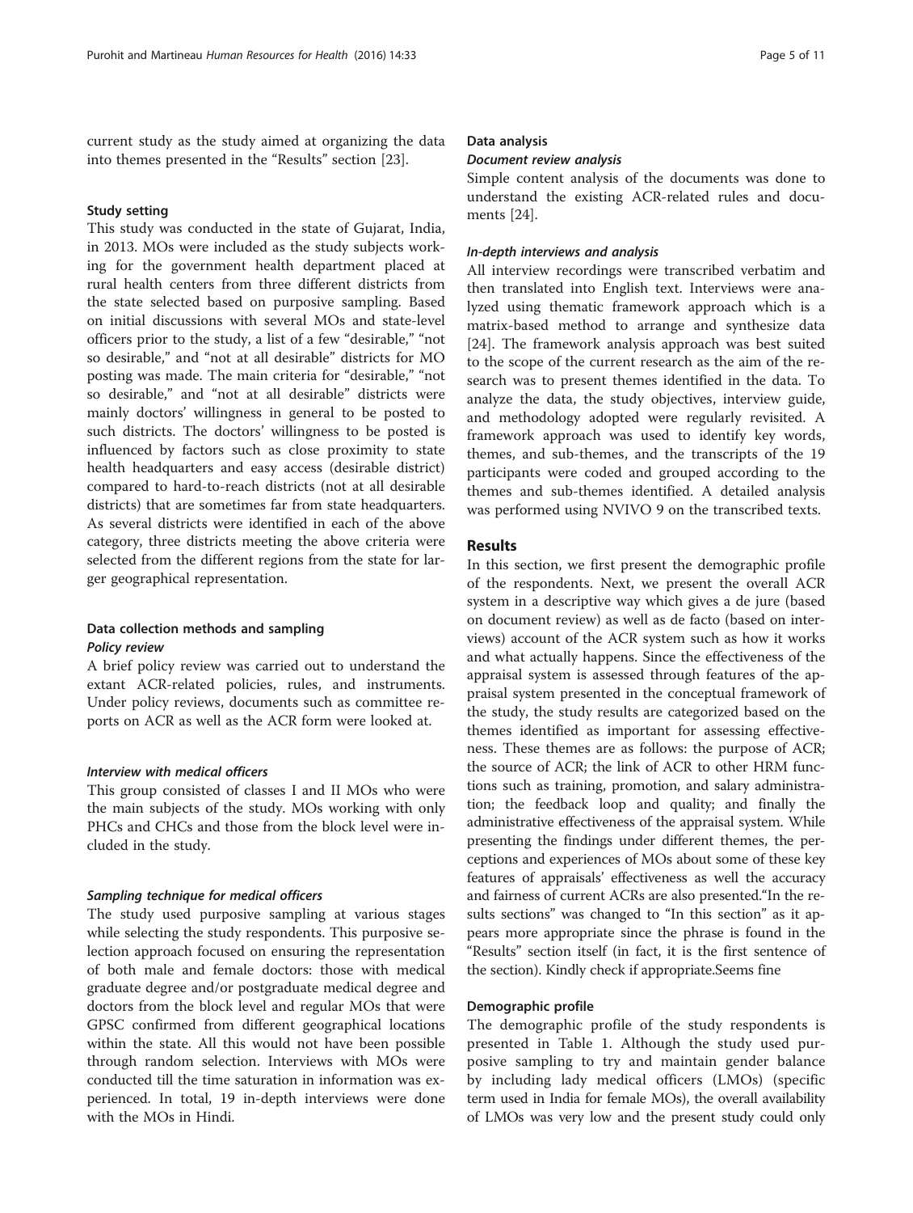current study as the study aimed at organizing the data into themes presented in the "Results" section [23].

### Study setting

This study was conducted in the state of Gujarat, India, in 2013. MOs were included as the study subjects working for the government health department placed at rural health centers from three different districts from the state selected based on purposive sampling. Based on initial discussions with several MOs and state-level officers prior to the study, a list of a few "desirable," "not so desirable," and "not at all desirable" districts for MO posting was made. The main criteria for "desirable," "not so desirable," and "not at all desirable" districts were mainly doctors' willingness in general to be posted to such districts. The doctors' willingness to be posted is influenced by factors such as close proximity to state health headquarters and easy access (desirable district) compared to hard-to-reach districts (not at all desirable districts) that are sometimes far from state headquarters. As several districts were identified in each of the above category, three districts meeting the above criteria were selected from the different regions from the state for larger geographical representation.

### Data collection methods and sampling

#### *Policy review*

A brief policy review was carried out to understand the extant ACR-related policies, rules, and instruments. Under policy reviews, documents such as committee reports on ACR as well as the ACR form were looked at.

#### *Interview with medical officers*

This group consisted of classes I and II MOs who were the main subjects of the study. MOs working with only PHCs and CHCs and those from the block level were included in the study.

#### *Sampling technique for medical officers*

The study used purposive sampling at various stages while selecting the study respondents. This purposive selection approach focused on ensuring the representation of both male and female doctors: those with medical graduate degree and/or postgraduate medical degree and doctors from the block level and regular MOs that were GPSC confirmed from different geographical locations within the state. All this would not have been possible through random selection. Interviews with MOs were conducted till the time saturation in information was experienced. In total, 19 in-depth interviews were done with the MOs in Hindi.

### Data analysis

#### *Document review analysis*

Simple content analysis of the documents was done to understand the existing ACR-related rules and documents [24].

#### *In-depth interviews and analysis*

All interview recordings were transcribed verbatim and then translated into English text. Interviews were analyzed using thematic framework approach which is a matrix-based method to arrange and synthesize data [24]. The framework analysis approach was best suited to the scope of the current research as the aim of the research was to present themes identified in the data. To analyze the data, the study objectives, interview guide, and methodology adopted were regularly revisited. A framework approach was used to identify key words, themes, and sub-themes, and the transcripts of the 19 participants were coded and grouped according to the themes and sub-themes identified. A detailed analysis was performed using NVIVO 9 on the transcribed texts.

## Results

In this section, we first present the demographic profile of the respondents. Next, we present the overall ACR system in a descriptive way which gives a de jure (based on document review) as well as de facto (based on interviews) account of the ACR system such as how it works and what actually happens. Since the effectiveness of the appraisal system is assessed through features of the appraisal system presented in the conceptual framework of the study, the study results are categorized based on the themes identified as important for assessing effectiveness. These themes are as follows: the purpose of ACR; the source of ACR; the link of ACR to other HRM functions such as training, promotion, and salary administration; the feedback loop and quality; and finally the administrative effectiveness of the appraisal system. While presenting the findings under different themes, the perceptions and experiences of MOs about some of these key features of appraisals' effectiveness as well the accuracy and fairness of current ACRs are also presented."In the results sections" was changed to "In this section" as it appears more appropriate since the phrase is found in the "Results" section itself (in fact, it is the first sentence of the section). Kindly check if appropriate.Seems fine

### Demographic profile

The demographic profile of the study respondents is presented in Table 1. Although the study used purposive sampling to try and maintain gender balance by including lady medical officers (LMOs) (specific term used in India for female MOs), the overall availability of LMOs was very low and the present study could only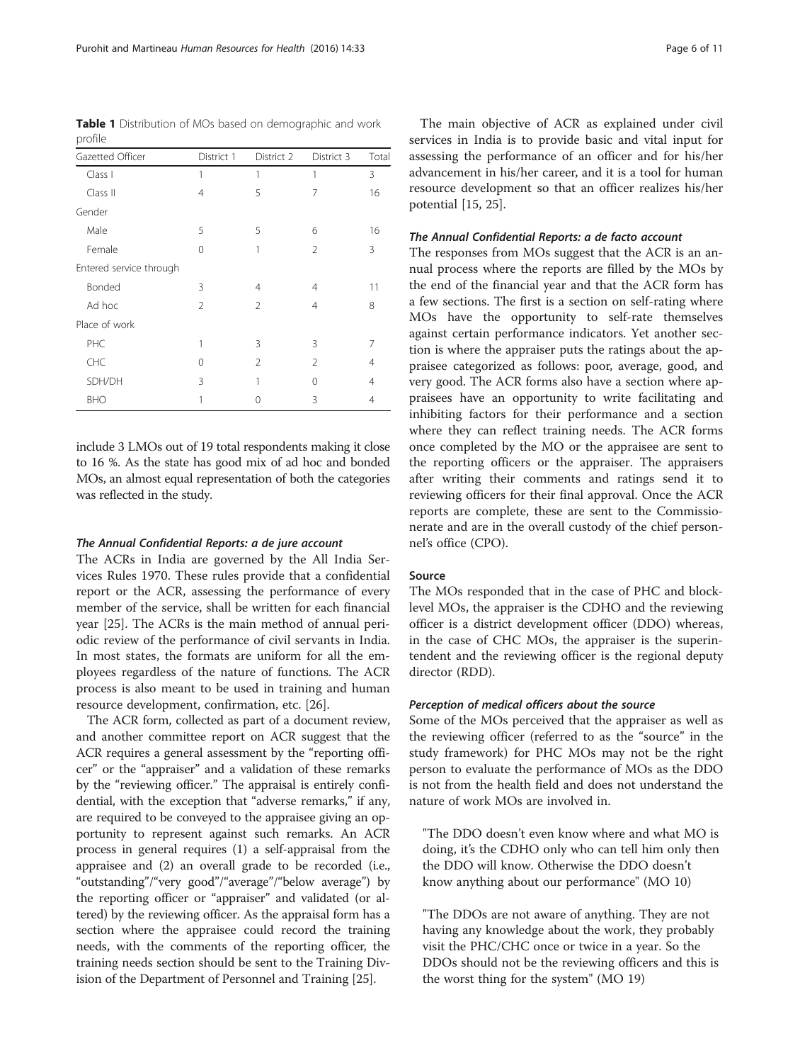**Table 1** Distribution of MOs based on demographic and work profile

| Gazetted Officer | District 1 | District 2 | District 3 | Total |
|---|---|---|---|---|
| Class I | 1 | 1 | 1 | 3 |
| Class II | 4 | 5 | 7 | 16 |
| Gender | | | | |
| Male | 5 | 5 | 6 | 16 |
| Female | 0 | 1 | 2 | 3 |
| Entered service through | | | | |
| Bonded | 3 | 4 | 4 | 11 |
| Ad hoc | 2 | 2 | 4 | 8 |
| Place of work | | | | |
| PHC | 1 | 3 | 3 | 7 |
| CHC | 0 | 2 | 2 | 4 |
| SDH/DH | 3 | 1 | 0 | 4 |
| BHO | 1 | 0 | 3 | 4 |

include 3 LMOs out of 19 total respondents making it close to 16 %. As the state has good mix of ad hoc and bonded MOs, an almost equal representation of both the categories was reflected in the study.

#### *The Annual Confidential Reports: a de jure account*

The ACRs in India are governed by the All India Services Rules 1970. These rules provide that a confidential report or the ACR, assessing the performance of every member of the service, shall be written for each financial year [25]. The ACRs is the main method of annual periodic review of the performance of civil servants in India. In most states, the formats are uniform for all the employees regardless of the nature of functions. The ACR process is also meant to be used in training and human resource development, confirmation, etc. [26].

The ACR form, collected as part of a document review, and another committee report on ACR suggest that the ACR requires a general assessment by the "reporting officer" or the "appraiser" and a validation of these remarks by the "reviewing officer." The appraisal is entirely confidential, with the exception that "adverse remarks," if any, are required to be conveyed to the appraisee giving an opportunity to represent against such remarks. An ACR process in general requires (1) a self-appraisal from the appraisee and (2) an overall grade to be recorded (i.e., "outstanding"/"very good"/"average"/"below average") by the reporting officer or "appraiser" and validated (or altered) by the reviewing officer. As the appraisal form has a section where the appraisee could record the training needs, with the comments of the reporting officer, the training needs section should be sent to the Training Division of the Department of Personnel and Training [25].

The main objective of ACR as explained under civil services in India is to provide basic and vital input for assessing the performance of an officer and for his/her advancement in his/her career, and it is a tool for human resource development so that an officer realizes his/her potential [15, 25].

#### *The Annual Confidential Reports: a de facto account*

The responses from MOs suggest that the ACR is an annual process where the reports are filled by the MOs by the end of the financial year and that the ACR form has a few sections. The first is a section on self-rating where MOs have the opportunity to self-rate themselves against certain performance indicators. Yet another section is where the appraiser puts the ratings about the appraisee categorized as follows: poor, average, good, and very good. The ACR forms also have a section where appraisees have an opportunity to write facilitating and inhibiting factors for their performance and a section where they can reflect training needs. The ACR forms once completed by the MO or the appraisee are sent to the reporting officers or the appraiser. The appraisers after writing their comments and ratings send it to reviewing officers for their final approval. Once the ACR reports are complete, these are sent to the Commissionerate and are in the overall custody of the chief personnel's office (CPO).

#### Source

The MOs responded that in the case of PHC and block-level MOs, the appraiser is the CDHO and the reviewing officer is a district development officer (DDO) whereas, in the case of CHC MOs, the appraiser is the superintendent and the reviewing officer is the regional deputy director (RDD).

#### *Perception of medical officers about the source*

Some of the MOs perceived that the appraiser as well as the reviewing officer (referred to as the "source" in the study framework) for PHC MOs may not be the right person to evaluate the performance of MOs as the DDO is not from the health field and does not understand the nature of work MOs are involved in.

> "The DDO doesn't even know where and what MO is doing, it's the CDHO only who can tell him only then the DDO will know. Otherwise the DDO doesn't know anything about our performance" (MO 10)

> "The DDOs are not aware of anything. They are not having any knowledge about the work, they probably visit the PHC/CHC once or twice in a year. So the DDOs should not be the reviewing officers and this is the worst thing for the system" (MO 19)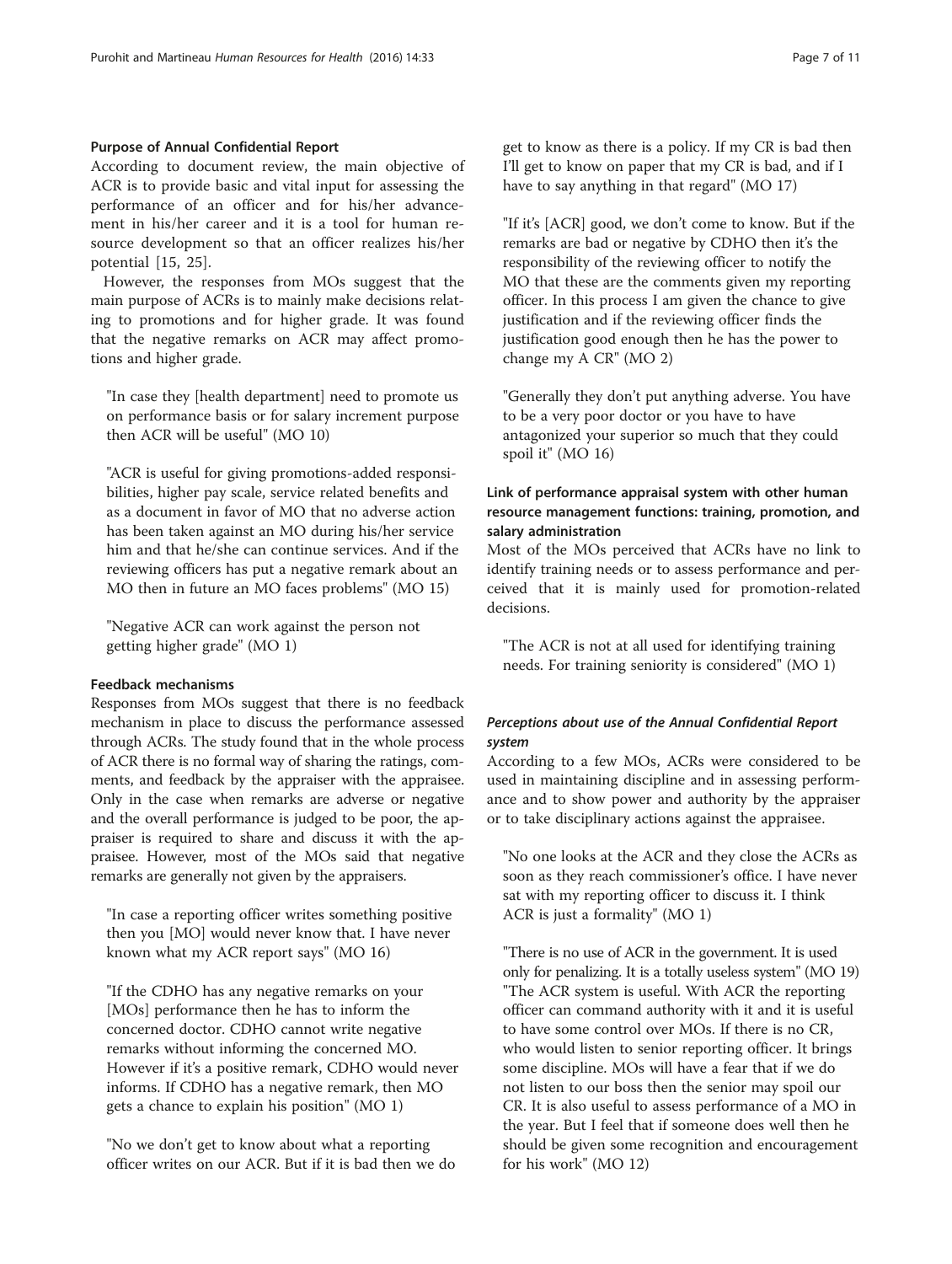#### Purpose of Annual Confidential Report

According to document review, the main objective of ACR is to provide basic and vital input for assessing the performance of an officer and for his/her advancement in his/her career and it is a tool for human resource development so that an officer realizes his/her potential [15, 25].

However, the responses from MOs suggest that the main purpose of ACRs is to mainly make decisions relating to promotions and for higher grade. It was found that the negative remarks on ACR may affect promotions and higher grade.

> "In case they [health department] need to promote us on performance basis or for salary increment purpose then ACR will be useful" (MO 10)

> "ACR is useful for giving promotions-added responsibilities, higher pay scale, service related benefits and as a document in favor of MO that no adverse action has been taken against an MO during his/her service him and that he/she can continue services. And if the reviewing officers has put a negative remark about an MO then in future an MO faces problems" (MO 15)

> "Negative ACR can work against the person not getting higher grade" (MO 1)

#### Feedback mechanisms

Responses from MOs suggest that there is no feedback mechanism in place to discuss the performance assessed through ACRs. The study found that in the whole process of ACR there is no formal way of sharing the ratings, comments, and feedback by the appraiser with the appraisee. Only in the case when remarks are adverse or negative and the overall performance is judged to be poor, the appraiser is required to share and discuss it with the appraisee. However, most of the MOs said that negative remarks are generally not given by the appraisers.

> "In case a reporting officer writes something positive then you [MO] would never know that. I have never known what my ACR report says" (MO 16)

> "If the CDHO has any negative remarks on your [MOs] performance then he has to inform the concerned doctor. CDHO cannot write negative remarks without informing the concerned MO. However if it's a positive remark, CDHO would never informs. If CDHO has a negative remark, then MO gets a chance to explain his position" (MO 1)

> "No we don't get to know about what a reporting officer writes on our ACR. But if it is bad then we do get to know as there is a policy. If my CR is bad then I'll get to know on paper that my CR is bad, and if I have to say anything in that regard" (MO 17)

> "If it's [ACR] good, we don't come to know. But if the remarks are bad or negative by CDHO then it's the responsibility of the reviewing officer to notify the MO that these are the comments given my reporting officer. In this process I am given the chance to give justification and if the reviewing officer finds the justification good enough then he has the power to change my A CR" (MO 2)

> "Generally they don't put anything adverse. You have to be a very poor doctor or you have to have antagonized your superior so much that they could spoil it" (MO 16)

#### Link of performance appraisal system with other human resource management functions: training, promotion, and salary administration

Most of the MOs perceived that ACRs have no link to identify training needs or to assess performance and perceived that it is mainly used for promotion-related decisions.

> "The ACR is not at all used for identifying training needs. For training seniority is considered" (MO 1)

#### *Perceptions about use of the Annual Confidential Report system*

According to a few MOs, ACRs were considered to be used in maintaining discipline and in assessing performance and to show power and authority by the appraiser or to take disciplinary actions against the appraisee.

> "No one looks at the ACR and they close the ACRs as soon as they reach commissioner's office. I have never sat with my reporting officer to discuss it. I think ACR is just a formality" (MO 1)

> "There is no use of ACR in the government. It is used only for penalizing. It is a totally useless system" (MO 19) "The ACR system is useful. With ACR the reporting officer can command authority with it and it is useful to have some control over MOs. If there is no CR, who would listen to senior reporting officer. It brings some discipline. MOs will have a fear that if we do not listen to our boss then the senior may spoil our CR. It is also useful to assess performance of a MO in the year. But I feel that if someone does well then he should be given some recognition and encouragement for his work" (MO 12)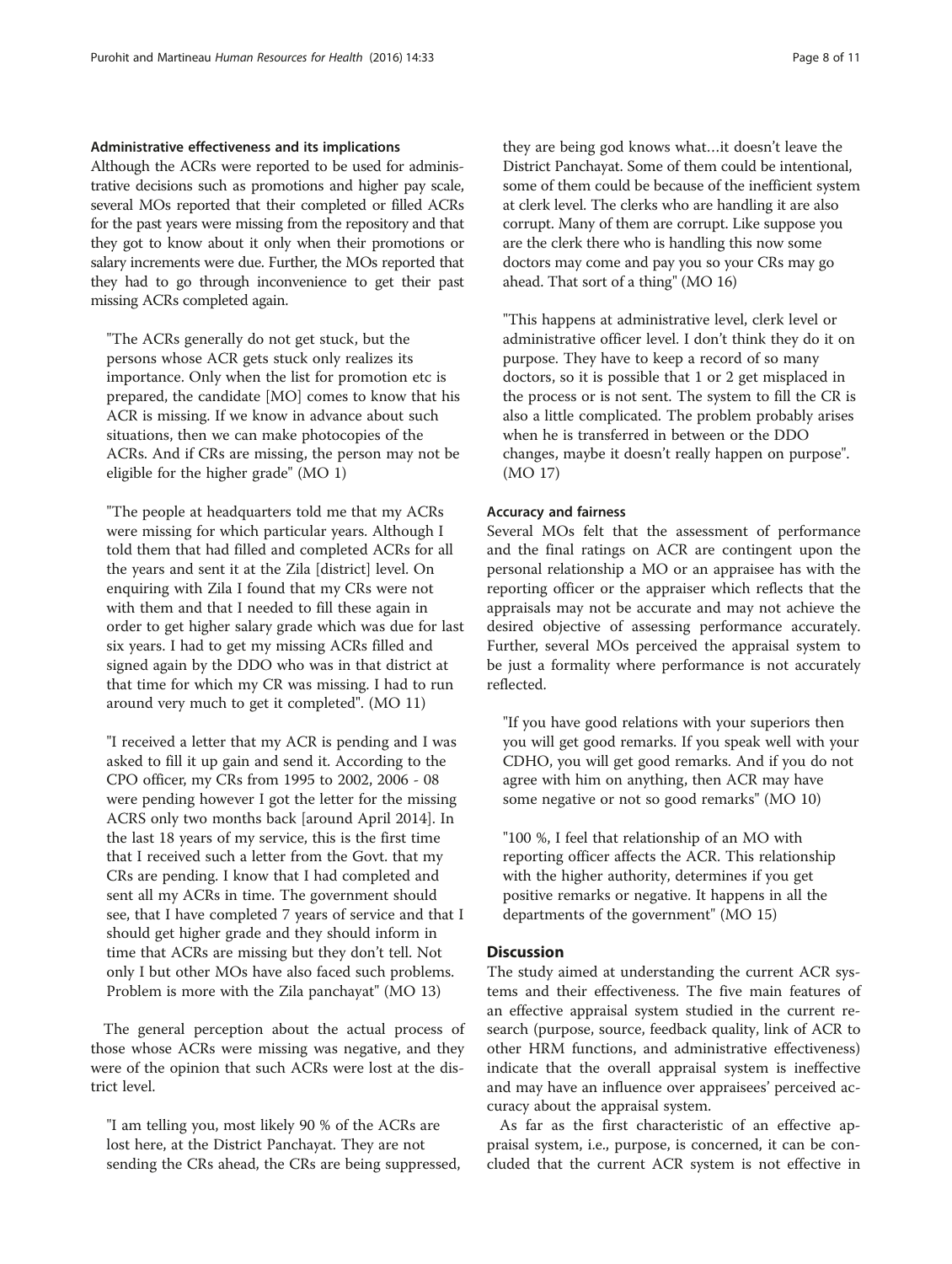#### Administrative effectiveness and its implications

Although the ACRs were reported to be used for administrative decisions such as promotions and higher pay scale, several MOs reported that their completed or filled ACRs for the past years were missing from the repository and that they got to know about it only when their promotions or salary increments were due. Further, the MOs reported that they had to go through inconvenience to get their past missing ACRs completed again.

> "The ACRs generally do not get stuck, but the persons whose ACR gets stuck only realizes its importance. Only when the list for promotion etc is prepared, the candidate [MO] comes to know that his ACR is missing. If we know in advance about such situations, then we can make photocopies of the ACRs. And if CRs are missing, the person may not be eligible for the higher grade" (MO 1)

> "The people at headquarters told me that my ACRs were missing for which particular years. Although I told them that had filled and completed ACRs for all the years and sent it at the Zila [district] level. On enquiring with Zila I found that my CRs were not with them and that I needed to fill these again in order to get higher salary grade which was due for last six years. I had to get my missing ACRs filled and signed again by the DDO who was in that district at that time for which my CR was missing. I had to run around very much to get it completed". (MO 11)

> "I received a letter that my ACR is pending and I was asked to fill it up gain and send it. According to the CPO officer, my CRs from 1995 to 2002, 2006 - 08 were pending however I got the letter for the missing ACRS only two months back [around April 2014]. In the last 18 years of my service, this is the first time that I received such a letter from the Govt. that my CRs are pending. I know that I had completed and sent all my ACRs in time. The government should see, that I have completed 7 years of service and that I should get higher grade and they should inform in time that ACRs are missing but they don't tell. Not only I but other MOs have also faced such problems. Problem is more with the Zila panchayat" (MO 13)

The general perception about the actual process of those whose ACRs were missing was negative, and they were of the opinion that such ACRs were lost at the district level.

> "I am telling you, most likely 90 % of the ACRs are lost here, at the District Panchayat. They are not sending the CRs ahead, the CRs are being suppressed, they are being god knows what…it doesn't leave the District Panchayat. Some of them could be intentional, some of them could be because of the inefficient system at clerk level. The clerks who are handling it are also corrupt. Many of them are corrupt. Like suppose you are the clerk there who is handling this now some doctors may come and pay you so your CRs may go ahead. That sort of a thing" (MO 16)

> "This happens at administrative level, clerk level or administrative officer level. I don't think they do it on purpose. They have to keep a record of so many doctors, so it is possible that 1 or 2 get misplaced in the process or is not sent. The system to fill the CR is also a little complicated. The problem probably arises when he is transferred in between or the DDO changes, maybe it doesn't really happen on purpose". (MO 17)

#### Accuracy and fairness

Several MOs felt that the assessment of performance and the final ratings on ACR are contingent upon the personal relationship a MO or an appraisee has with the reporting officer or the appraiser which reflects that the appraisals may not be accurate and may not achieve the desired objective of assessing performance accurately. Further, several MOs perceived the appraisal system to be just a formality where performance is not accurately reflected.

> "If you have good relations with your superiors then you will get good remarks. If you speak well with your CDHO, you will get good remarks. And if you do not agree with him on anything, then ACR may have some negative or not so good remarks" (MO 10)

> "100 %, I feel that relationship of an MO with reporting officer affects the ACR. This relationship with the higher authority, determines if you get positive remarks or negative. It happens in all the departments of the government" (MO 15)

## Discussion

The study aimed at understanding the current ACR systems and their effectiveness. The five main features of an effective appraisal system studied in the current research (purpose, source, feedback quality, link of ACR to other HRM functions, and administrative effectiveness) indicate that the overall appraisal system is ineffective and may have an influence over appraisees' perceived accuracy about the appraisal system.

As far as the first characteristic of an effective appraisal system, i.e., purpose, is concerned, it can be concluded that the current ACR system is not effective in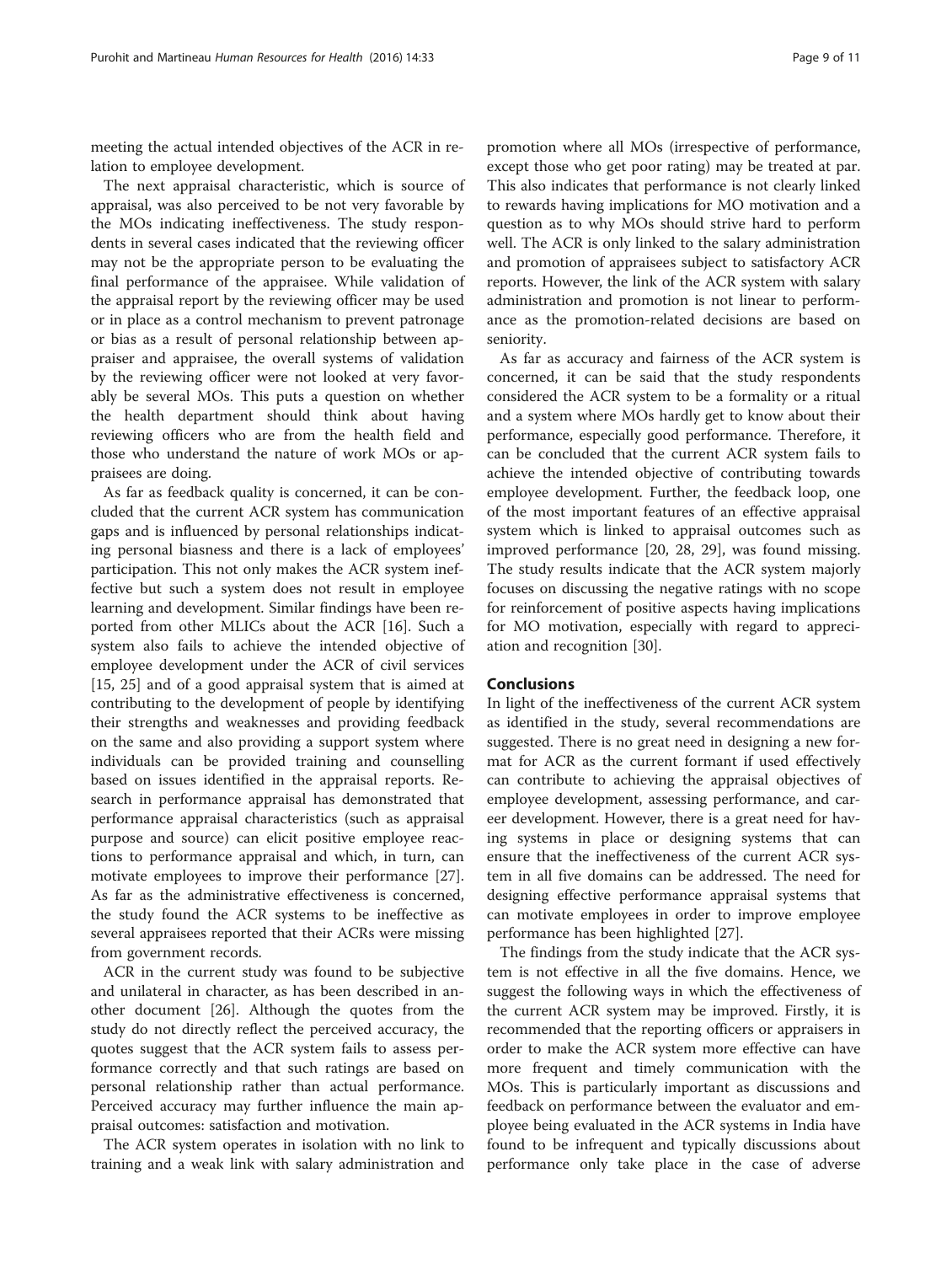meeting the actual intended objectives of the ACR in relation to employee development.

The next appraisal characteristic, which is source of appraisal, was also perceived to be not very favorable by the MOs indicating ineffectiveness. The study respondents in several cases indicated that the reviewing officer may not be the appropriate person to be evaluating the final performance of the appraisee. While validation of the appraisal report by the reviewing officer may be used or in place as a control mechanism to prevent patronage or bias as a result of personal relationship between appraiser and appraisee, the overall systems of validation by the reviewing officer were not looked at very favorably be several MOs. This puts a question on whether the health department should think about having reviewing officers who are from the health field and those who understand the nature of work MOs or appraisees are doing.

As far as feedback quality is concerned, it can be concluded that the current ACR system has communication gaps and is influenced by personal relationships indicating personal biasness and there is a lack of employees' participation. This not only makes the ACR system ineffective but such a system does not result in employee learning and development. Similar findings have been reported from other MLICs about the ACR [16]. Such a system also fails to achieve the intended objective of employee development under the ACR of civil services [15, 25] and of a good appraisal system that is aimed at contributing to the development of people by identifying their strengths and weaknesses and providing feedback on the same and also providing a support system where individuals can be provided training and counselling based on issues identified in the appraisal reports. Research in performance appraisal has demonstrated that performance appraisal characteristics (such as appraisal purpose and source) can elicit positive employee reactions to performance appraisal and which, in turn, can motivate employees to improve their performance [27]. As far as the administrative effectiveness is concerned, the study found the ACR systems to be ineffective as several appraisees reported that their ACRs were missing from government records.

ACR in the current study was found to be subjective and unilateral in character, as has been described in another document [26]. Although the quotes from the study do not directly reflect the perceived accuracy, the quotes suggest that the ACR system fails to assess performance correctly and that such ratings are based on personal relationship rather than actual performance. Perceived accuracy may further influence the main appraisal outcomes: satisfaction and motivation.

The ACR system operates in isolation with no link to training and a weak link with salary administration and promotion where all MOs (irrespective of performance, except those who get poor rating) may be treated at par. This also indicates that performance is not clearly linked to rewards having implications for MO motivation and a question as to why MOs should strive hard to perform well. The ACR is only linked to the salary administration and promotion of appraisees subject to satisfactory ACR reports. However, the link of the ACR system with salary administration and promotion is not linear to performance as the promotion-related decisions are based on seniority.

As far as accuracy and fairness of the ACR system is concerned, it can be said that the study respondents considered the ACR system to be a formality or a ritual and a system where MOs hardly get to know about their performance, especially good performance. Therefore, it can be concluded that the current ACR system fails to achieve the intended objective of contributing towards employee development. Further, the feedback loop, one of the most important features of an effective appraisal system which is linked to appraisal outcomes such as improved performance [20, 28, 29], was found missing. The study results indicate that the ACR system majorly focuses on discussing the negative ratings with no scope for reinforcement of positive aspects having implications for MO motivation, especially with regard to appreciation and recognition [30].

## Conclusions

In light of the ineffectiveness of the current ACR system as identified in the study, several recommendations are suggested. There is no great need in designing a new format for ACR as the current formant if used effectively can contribute to achieving the appraisal objectives of employee development, assessing performance, and career development. However, there is a great need for having systems in place or designing systems that can ensure that the ineffectiveness of the current ACR system in all five domains can be addressed. The need for designing effective performance appraisal systems that can motivate employees in order to improve employee performance has been highlighted [27].

The findings from the study indicate that the ACR system is not effective in all the five domains. Hence, we suggest the following ways in which the effectiveness of the current ACR system may be improved. Firstly, it is recommended that the reporting officers or appraisers in order to make the ACR system more effective can have more frequent and timely communication with the MOs. This is particularly important as discussions and feedback on performance between the evaluator and employee being evaluated in the ACR systems in India have found to be infrequent and typically discussions about performance only take place in the case of adverse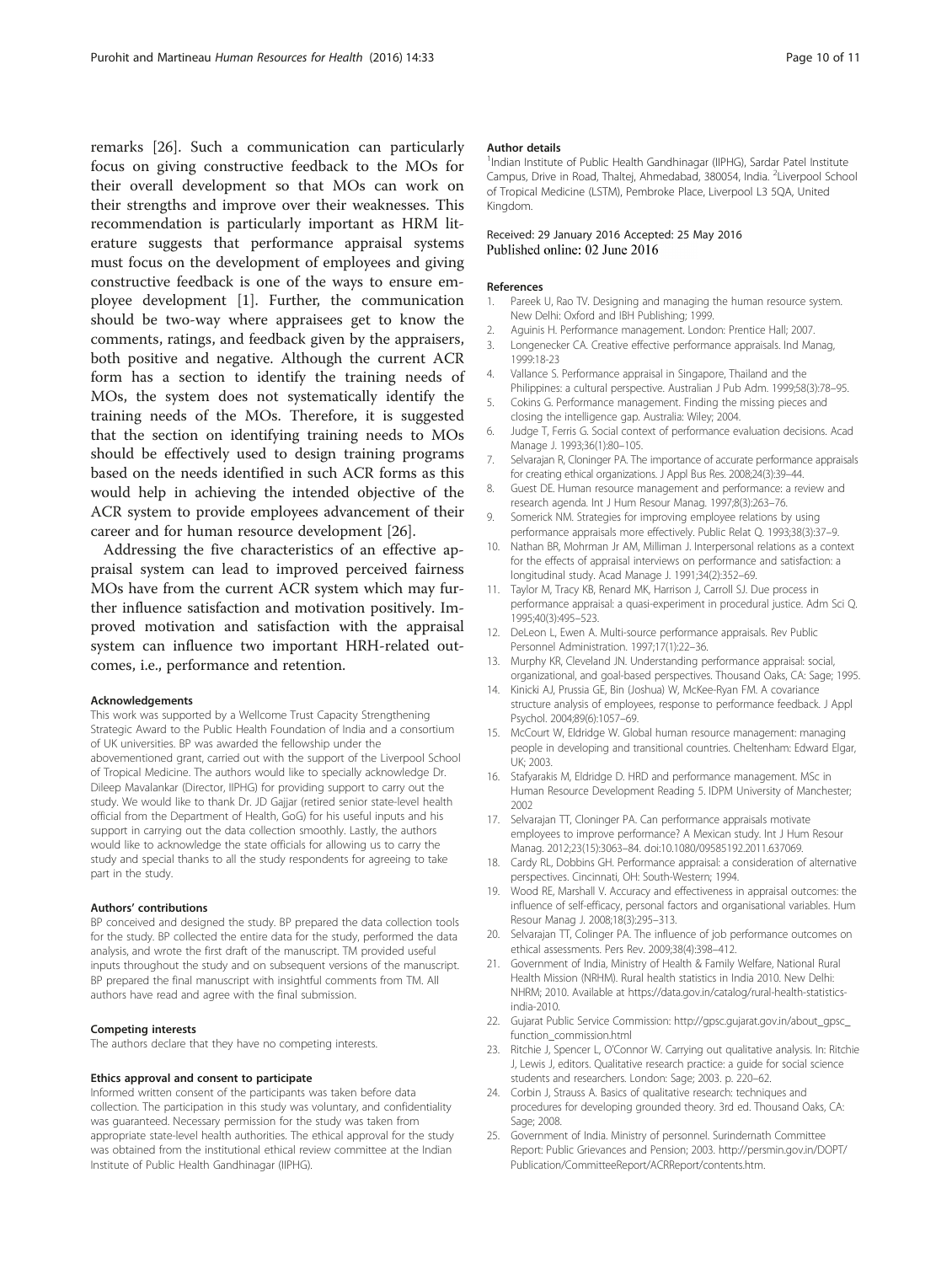remarks [26]. Such a communication can particularly focus on giving constructive feedback to the MOs for their overall development so that MOs can work on their strengths and improve over their weaknesses. This recommendation is particularly important as HRM literature suggests that performance appraisal systems must focus on the development of employees and giving constructive feedback is one of the ways to ensure employee development [1]. Further, the communication should be two-way where appraisees get to know the comments, ratings, and feedback given by the appraisers, both positive and negative. Although the current ACR form has a section to identify the training needs of MOs, the system does not systematically identify the training needs of the MOs. Therefore, it is suggested that the section on identifying training needs to MOs should be effectively used to design training programs based on the needs identified in such ACR forms as this would help in achieving the intended objective of the ACR system to provide employees advancement of their career and for human resource development [26].

Addressing the five characteristics of an effective appraisal system can lead to improved perceived fairness MOs have from the current ACR system which may further influence satisfaction and motivation positively. Improved motivation and satisfaction with the appraisal system can influence two important HRH-related outcomes, i.e., performance and retention.

#### Acknowledgements

This work was supported by a Wellcome Trust Capacity Strengthening Strategic Award to the Public Health Foundation of India and a consortium of UK universities. BP was awarded the fellowship under the abovementioned grant, carried out with the support of the Liverpool School of Tropical Medicine. The authors would like to specially acknowledge Dr. Dileep Mavalankar (Director, IIPHG) for providing support to carry out the study. We would like to thank Dr. JD Gajjar (retired senior state-level health official from the Department of Health, GoG) for his useful inputs and his support in carrying out the data collection smoothly. Lastly, the authors would like to acknowledge the state officials for allowing us to carry the study and special thanks to all the study respondents for agreeing to take part in the study.

#### Authors' contributions

BP conceived and designed the study. BP prepared the data collection tools for the study. BP collected the entire data for the study, performed the data analysis, and wrote the first draft of the manuscript. TM provided useful inputs throughout the study and on subsequent versions of the manuscript. BP prepared the final manuscript with insightful comments from TM. All authors have read and agree with the final submission.

#### Competing interests

The authors declare that they have no competing interests.

#### Ethics approval and consent to participate

Informed written consent of the participants was taken before data collection. The participation in this study was voluntary, and confidentiality was guaranteed. Necessary permission for the study was taken from appropriate state-level health authorities. The ethical approval for the study was obtained from the institutional ethical review committee at the Indian Institute of Public Health Gandhinagar (IIPHG).

#### Author details

[1]Indian Institute of Public Health Gandhinagar (IIPHG), Sardar Patel Institute Campus, Drive in Road, Thaltej, Ahmedabad, 380054, India. [2]Liverpool School of Tropical Medicine (LSTM), Pembroke Place, Liverpool L3 5QA, United Kingdom.

Received: 29 January 2016 Accepted: 25 May 2016
Published online: 02 June 2016

#### References

1. Pareek U, Rao TV. Designing and managing the human resource system. New Delhi: Oxford and IBH Publishing; 1999.
2. Aguinis H. Performance management. London: Prentice Hall; 2007.
3. Longenecker CA. Creative effective performance appraisals. Ind Manag, 1999:18-23
4. Vallance S. Performance appraisal in Singapore, Thailand and the Philippines: a cultural perspective. Australian J Pub Adm. 1999;58(3):78–95.
5. Cokins G. Performance management. Finding the missing pieces and closing the intelligence gap. Australia: Wiley; 2004.
6. Judge T, Ferris G. Social context of performance evaluation decisions. Acad Manage J. 1993;36(1):80–105.
7. Selvarajan R, Cloninger PA. The importance of accurate performance appraisals for creating ethical organizations. J Appl Bus Res. 2008;24(3):39–44.
8. Guest DE. Human resource management and performance: a review and research agenda. Int J Hum Resour Manag. 1997;8(3):263–76.
9. Somerick NM. Strategies for improving employee relations by using performance appraisals more effectively. Public Relat Q. 1993;38(3):37–9.
10. Nathan BR, Mohrman Jr AM, Milliman J. Interpersonal relations as a context for the effects of appraisal interviews on performance and satisfaction: a longitudinal study. Acad Manage J. 1991;34(2):352–69.
11. Taylor M, Tracy KB, Renard MK, Harrison J, Carroll SJ. Due process in performance appraisal: a quasi-experiment in procedural justice. Adm Sci Q. 1995;40(3):495–523.
12. DeLeon L, Ewen A. Multi-source performance appraisals. Rev Public Personnel Administration. 1997;17(1):22–36.
13. Murphy KR, Cleveland JN. Understanding performance appraisal: social, organizational, and goal-based perspectives. Thousand Oaks, CA: Sage; 1995.
14. Kinicki AJ, Prussia GE, Bin (Joshua) W, McKee-Ryan FM. A covariance structure analysis of employees, response to performance feedback. J Appl Psychol. 2004;89(6):1057–69.
15. McCourt W, Eldridge W. Global human resource management: managing people in developing and transitional countries. Cheltenham: Edward Elgar, UK; 2003.
16. Stafyarakis M, Eldridge D. HRD and performance management. MSc in Human Resource Development Reading 5. IDPM University of Manchester; 2002
17. Selvarajan TT, Cloninger PA. Can performance appraisals motivate employees to improve performance? A Mexican study. Int J Hum Resour Manag. 2012;23(15):3063–84. doi:10.1080/09585192.2011.637069.
18. Cardy RL, Dobbins GH. Performance appraisal: a consideration of alternative perspectives. Cincinnati, OH: South-Western; 1994.
19. Wood RE, Marshall V. Accuracy and effectiveness in appraisal outcomes: the influence of self-efficacy, personal factors and organisational variables. Hum Resour Manag J. 2008;18(3):295–313.
20. Selvarajan TT, Colinger PA. The influence of job performance outcomes on ethical assessments. Pers Rev. 2009;38(4):398–412.
21. Government of India, Ministry of Health & Family Welfare, National Rural Health Mission (NRHM). Rural health statistics in India 2010. New Delhi: NHRM; 2010. Available at https://data.gov.in/catalog/rural-health-statistics-india-2010.
22. Gujarat Public Service Commission: http://gpsc.gujarat.gov.in/about_gpsc_function_commission.html
23. Ritchie J, Spencer L, O'Connor W. Carrying out qualitative analysis. In: Ritchie J, Lewis J, editors. Qualitative research practice: a guide for social science students and researchers. London: Sage; 2003. p. 220–62.
24. Corbin J, Strauss A. Basics of qualitative research: techniques and procedures for developing grounded theory. 3rd ed. Thousand Oaks, CA: Sage; 2008.
25. Government of India. Ministry of personnel. Surindernath Committee Report: Public Grievances and Pension; 2003. http://persmin.gov.in/DOPT/Publication/CommitteeReport/ACRReport/contents.htm.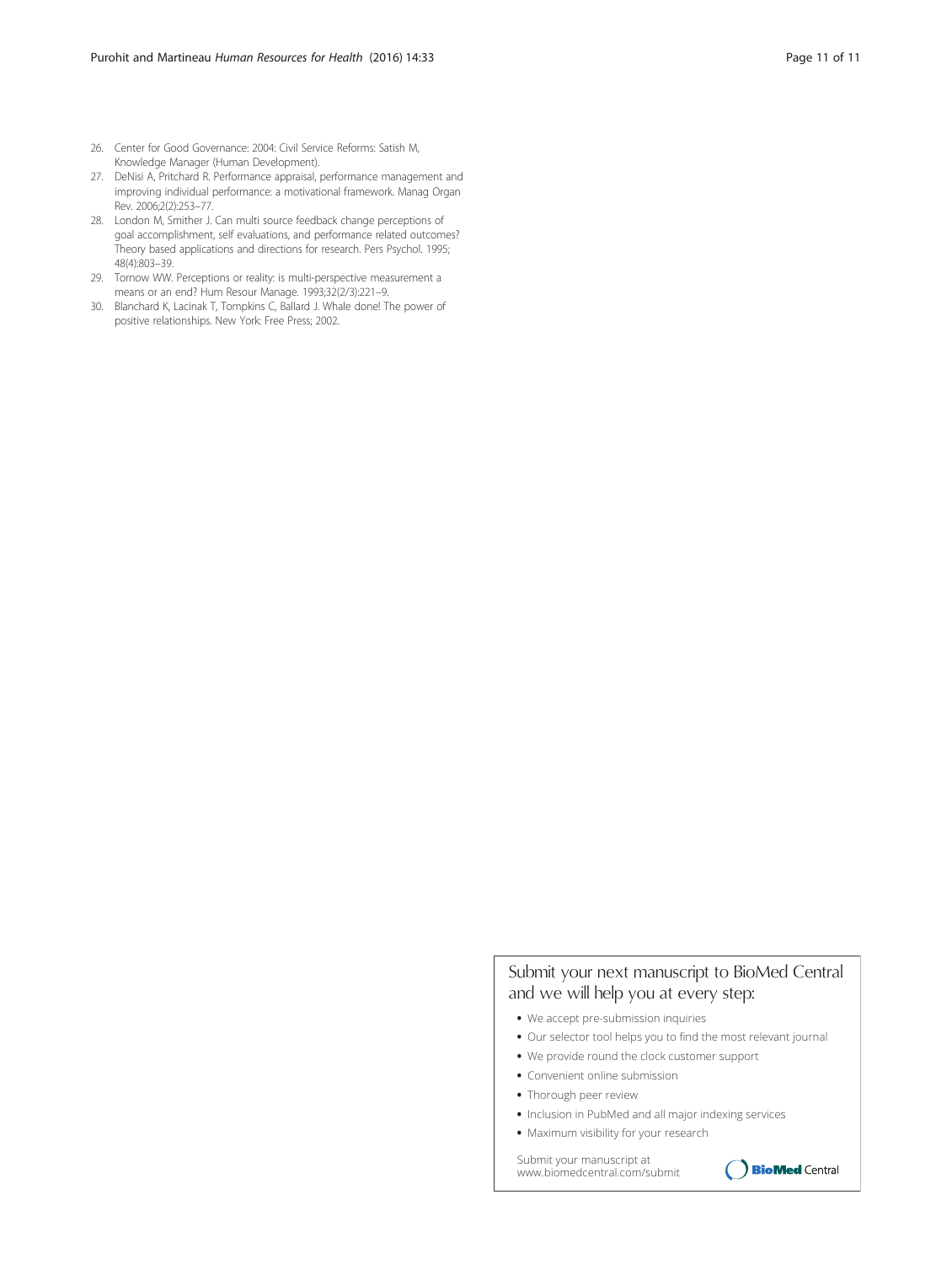26. Center for Good Governance: 2004: Civil Service Reforms: Satish M, Knowledge Manager (Human Development).
27. DeNisi A, Pritchard R. Performance appraisal, performance management and improving individual performance: a motivational framework. Manag Organ Rev. 2006;2(2):253–77.
28. London M, Smither J. Can multi source feedback change perceptions of goal accomplishment, self evaluations, and performance related outcomes? Theory based applications and directions for research. Pers Psychol. 1995; 48(4):803–39.
29. Tornow WW. Perceptions or reality: is multi-perspective measurement a means or an end? Hum Resour Manage. 1993;32(2/3):221–9.
30. Blanchard K, Lacinak T, Tompkins C, Ballard J. Whale done! The power of positive relationships. New York: Free Press; 2002.

Submit your next manuscript to BioMed Central and we will help you at every step:

- We accept pre-submission inquiries
- Our selector tool helps you to find the most relevant journal
- We provide round the clock customer support
- Convenient online submission
- Thorough peer review
- Inclusion in PubMed and all major indexing services
- Maximum visibility for your research

Submit your manuscript at www.biomedcentral.com/submit

BioMed Central